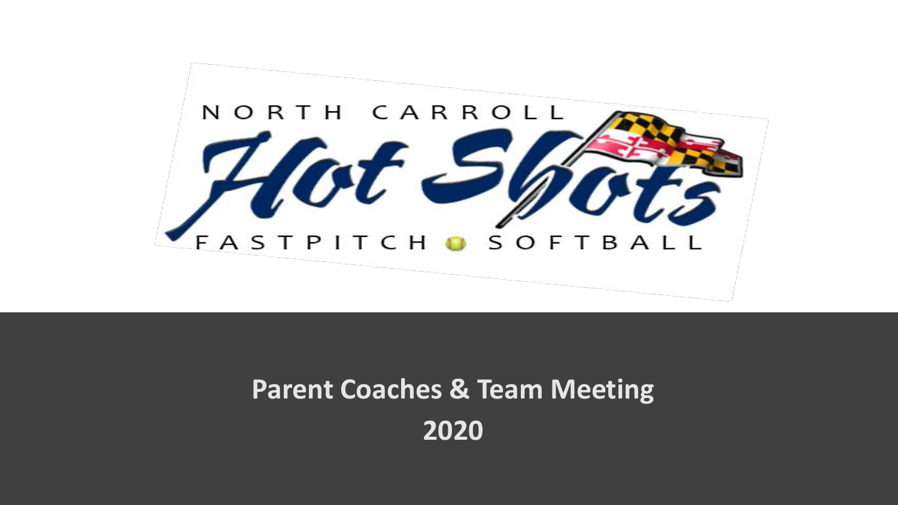NORTH CARROLL

Hot Shots

FASTPITCH SOFTBALL

# Parent Coaches & Team Meeting

# 2020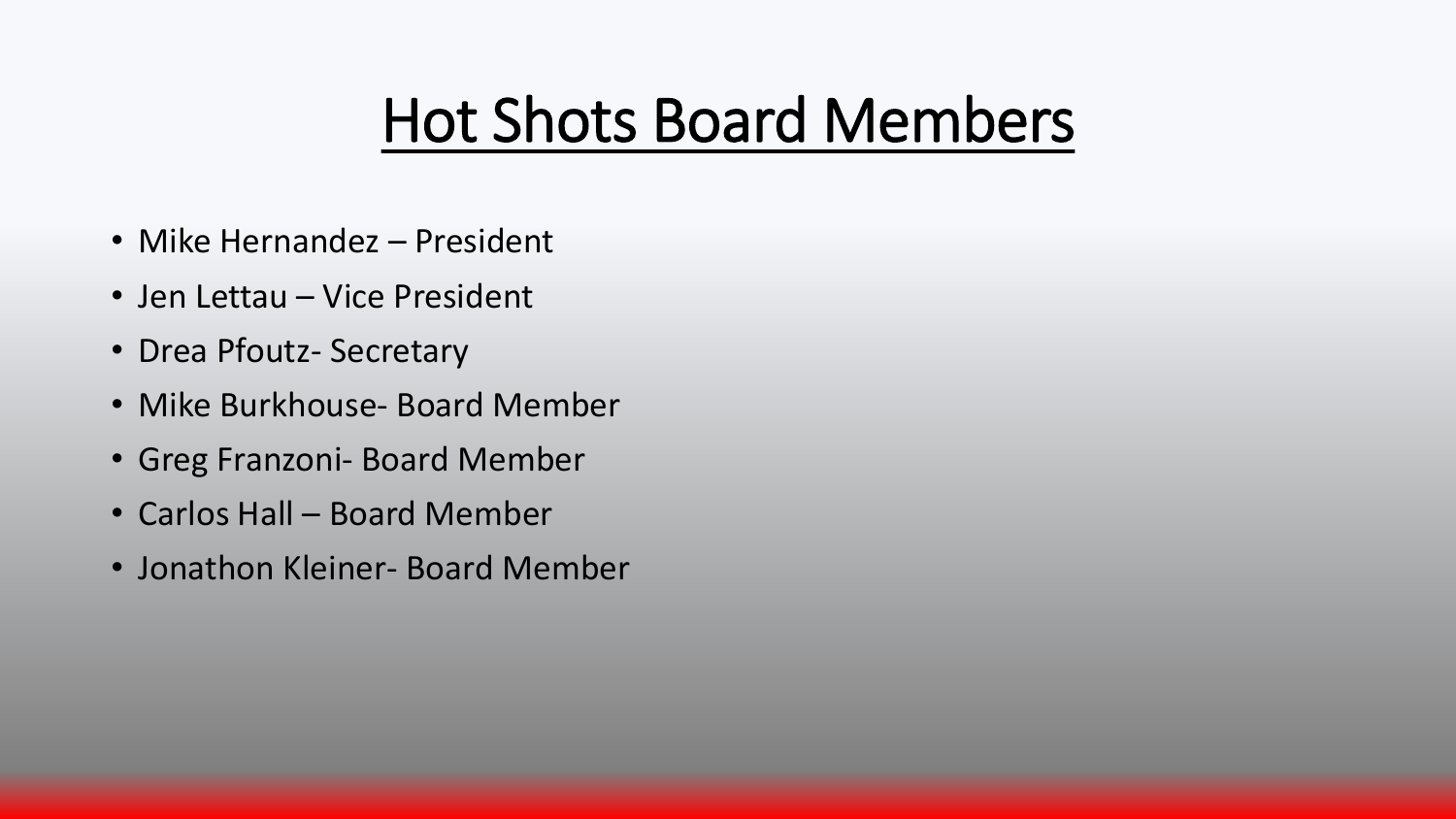# Hot Shots Board Members

- Mike Hernandez – President
- Jen Lettau – Vice President
- Drea Pfoutz- Secretary
- Mike Burkhouse- Board Member
- Greg Franzoni- Board Member
- Carlos Hall – Board Member
- Jonathon Kleiner- Board Member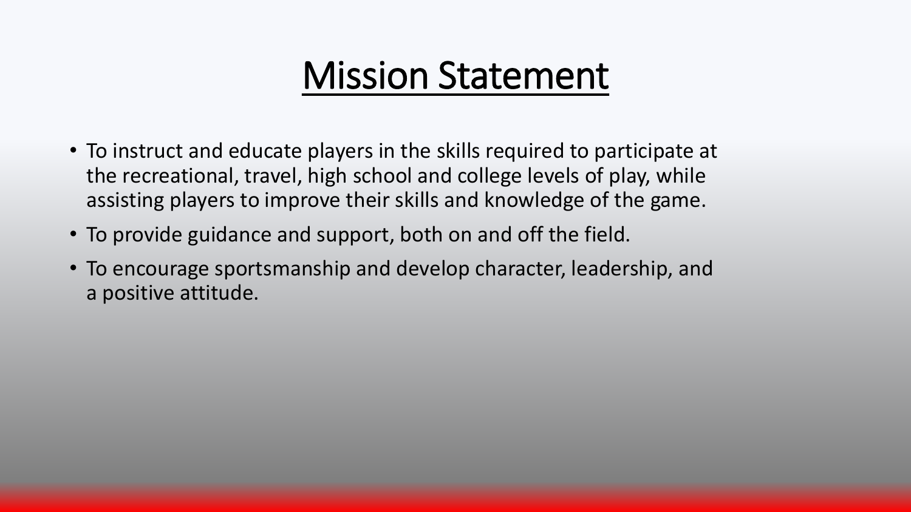# Mission Statement

- To instruct and educate players in the skills required to participate at the recreational, travel, high school and college levels of play, while assisting players to improve their skills and knowledge of the game.
- To provide guidance and support, both on and off the field.
- To encourage sportsmanship and develop character, leadership, and a positive attitude.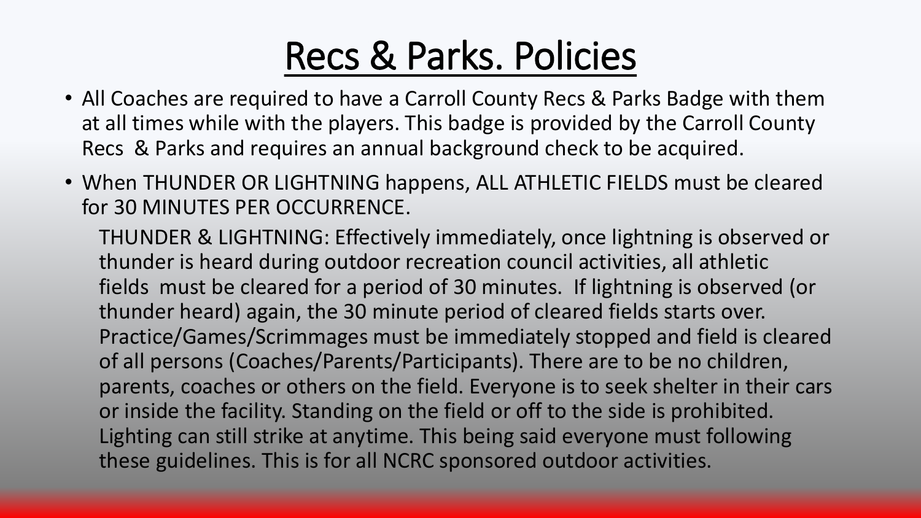# Recs & Parks. Policies

- All Coaches are required to have a Carroll County Recs & Parks Badge with them at all times while with the players. This badge is provided by the Carroll County Recs & Parks and requires an annual background check to be acquired.
- When THUNDER OR LIGHTNING happens, ALL ATHLETIC FIELDS must be cleared for 30 MINUTES PER OCCURRENCE.

  THUNDER & LIGHTNING: Effectively immediately, once lightning is observed or thunder is heard during outdoor recreation council activities, all athletic fields must be cleared for a period of 30 minutes. If lightning is observed (or thunder heard) again, the 30 minute period of cleared fields starts over. Practice/Games/Scrimmages must be immediately stopped and field is cleared of all persons (Coaches/Parents/Participants). There are to be no children, parents, coaches or others on the field. Everyone is to seek shelter in their cars or inside the facility. Standing on the field or off to the side is prohibited. Lighting can still strike at anytime. This being said everyone must following these guidelines. This is for all NCRC sponsored outdoor activities.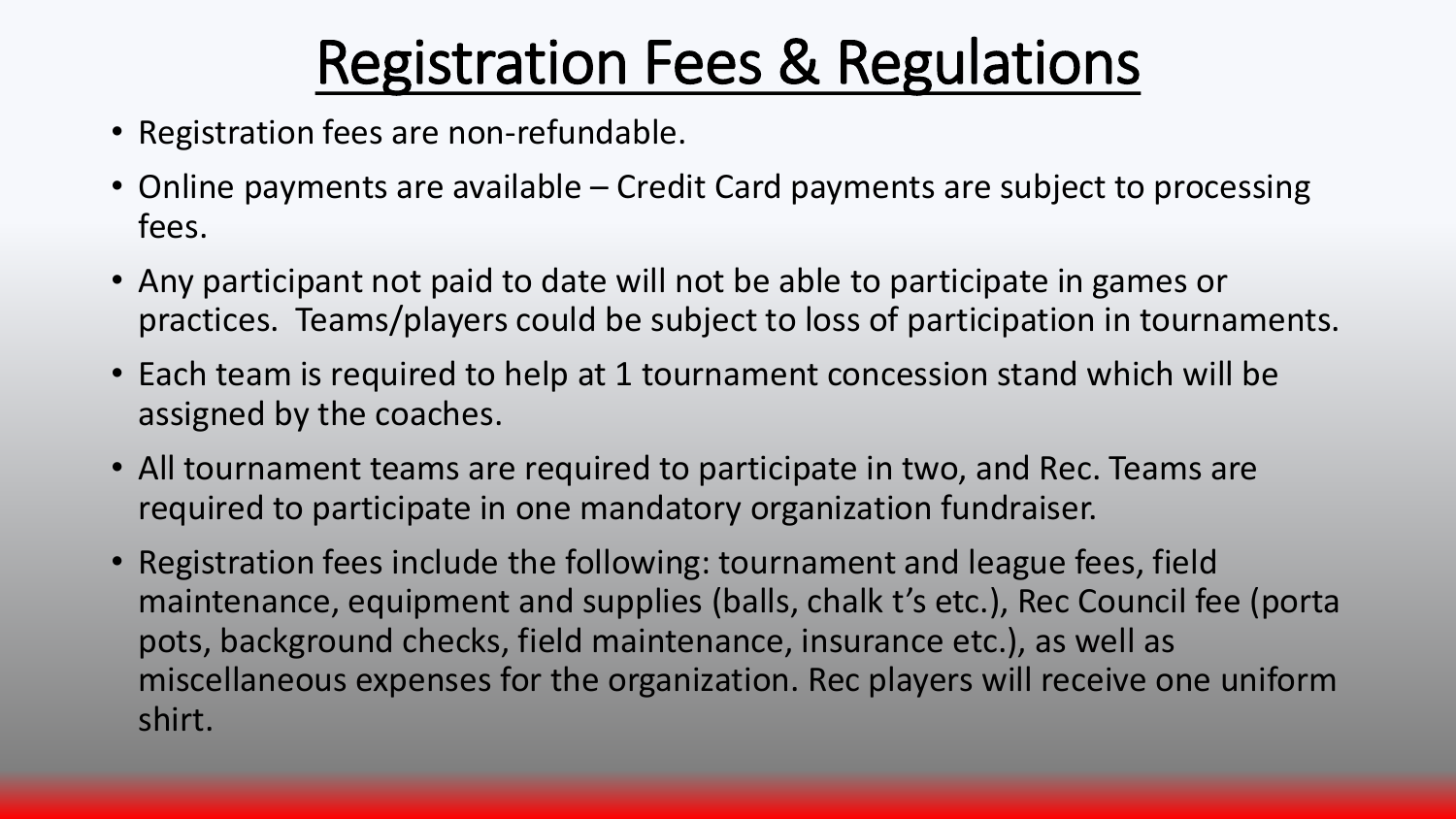# Registration Fees & Regulations

- Registration fees are non-refundable.
- Online payments are available – Credit Card payments are subject to processing fees.
- Any participant not paid to date will not be able to participate in games or practices. Teams/players could be subject to loss of participation in tournaments.
- Each team is required to help at 1 tournament concession stand which will be assigned by the coaches.
- All tournament teams are required to participate in two, and Rec. Teams are required to participate in one mandatory organization fundraiser.
- Registration fees include the following: tournament and league fees, field maintenance, equipment and supplies (balls, chalk t's etc.), Rec Council fee (porta pots, background checks, field maintenance, insurance etc.), as well as miscellaneous expenses for the organization. Rec players will receive one uniform shirt.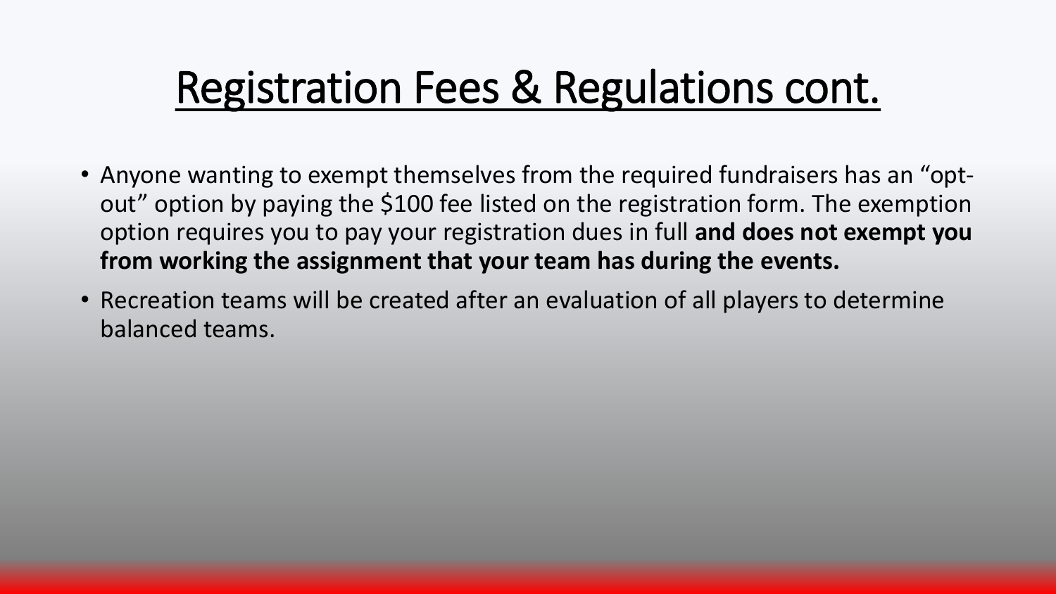# Registration Fees & Regulations cont.

- Anyone wanting to exempt themselves from the required fundraisers has an "opt-out" option by paying the $100 fee listed on the registration form. The exemption option requires you to pay your registration dues in full **and does not exempt you from working the assignment that your team has during the events.**
- Recreation teams will be created after an evaluation of all players to determine balanced teams.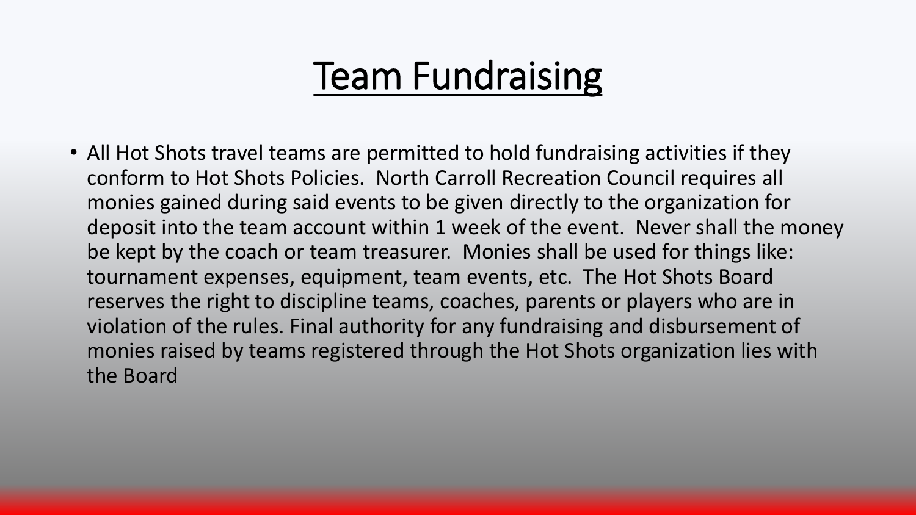# Team Fundraising

- All Hot Shots travel teams are permitted to hold fundraising activities if they conform to Hot Shots Policies. North Carroll Recreation Council requires all monies gained during said events to be given directly to the organization for deposit into the team account within 1 week of the event. Never shall the money be kept by the coach or team treasurer. Monies shall be used for things like: tournament expenses, equipment, team events, etc. The Hot Shots Board reserves the right to discipline teams, coaches, parents or players who are in violation of the rules. Final authority for any fundraising and disbursement of monies raised by teams registered through the Hot Shots organization lies with the Board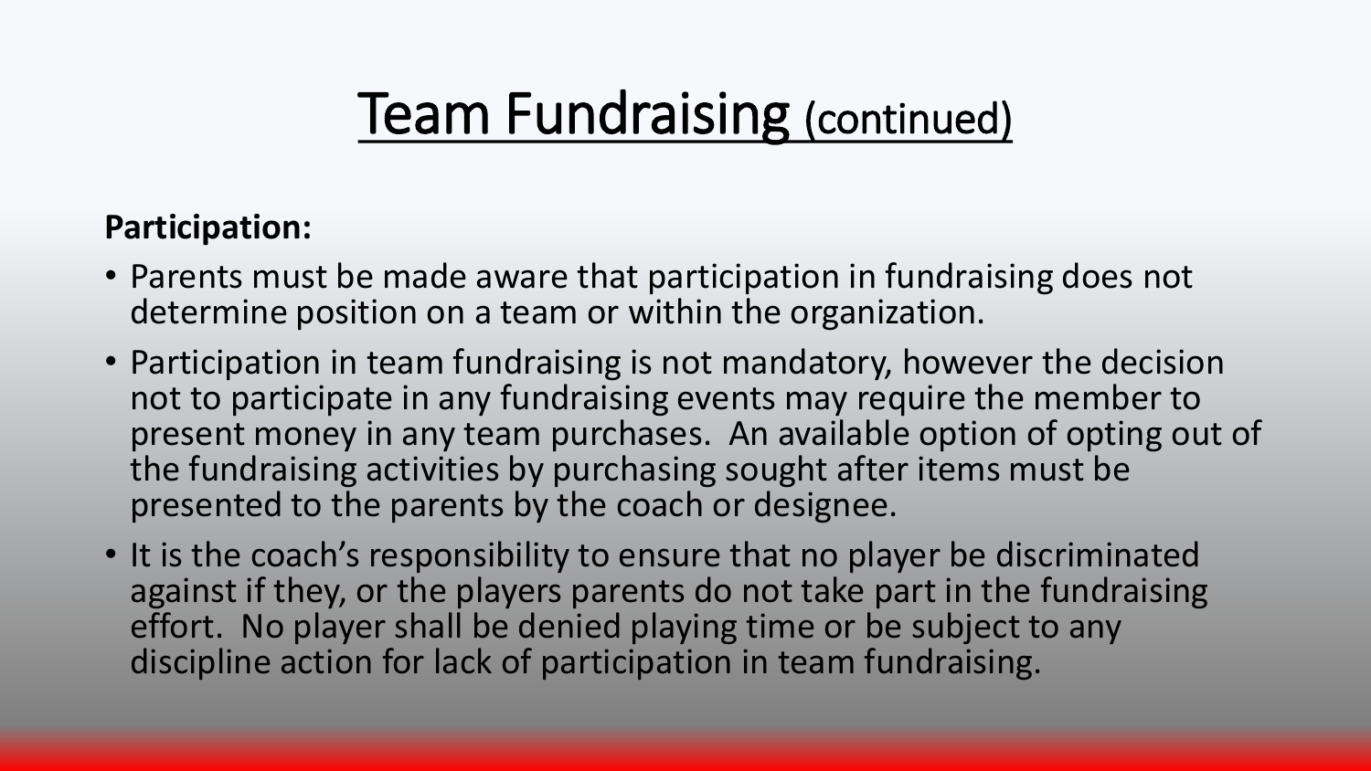# Team Fundraising (continued)

**Participation:**

- Parents must be made aware that participation in fundraising does not determine position on a team or within the organization.
- Participation in team fundraising is not mandatory, however the decision not to participate in any fundraising events may require the member to present money in any team purchases. An available option of opting out of the fundraising activities by purchasing sought after items must be presented to the parents by the coach or designee.
- It is the coach's responsibility to ensure that no player be discriminated against if they, or the players parents do not take part in the fundraising effort. No player shall be denied playing time or be subject to any discipline action for lack of participation in team fundraising.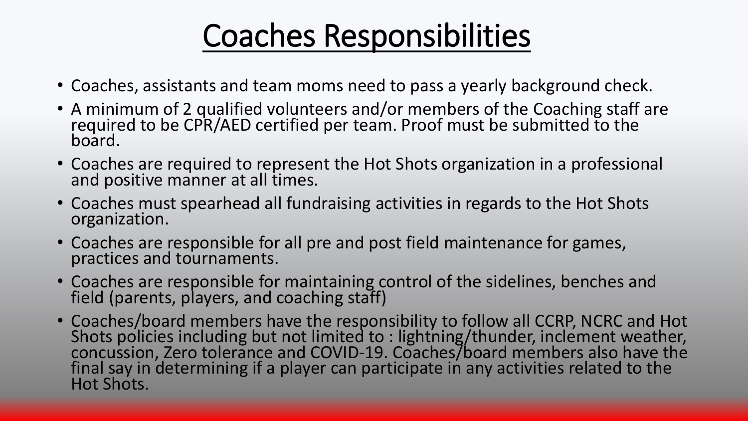# Coaches Responsibilities

- Coaches, assistants and team moms need to pass a yearly background check.
- A minimum of 2 qualified volunteers and/or members of the Coaching staff are required to be CPR/AED certified per team. Proof must be submitted to the board.
- Coaches are required to represent the Hot Shots organization in a professional and positive manner at all times.
- Coaches must spearhead all fundraising activities in regards to the Hot Shots organization.
- Coaches are responsible for all pre and post field maintenance for games, practices and tournaments.
- Coaches are responsible for maintaining control of the sidelines, benches and field (parents, players, and coaching staff)
- Coaches/board members have the responsibility to follow all CCRP, NCRC and Hot Shots policies including but not limited to : lightning/thunder, inclement weather, concussion, Zero tolerance and COVID-19. Coaches/board members also have the final say in determining if a player can participate in any activities related to the Hot Shots.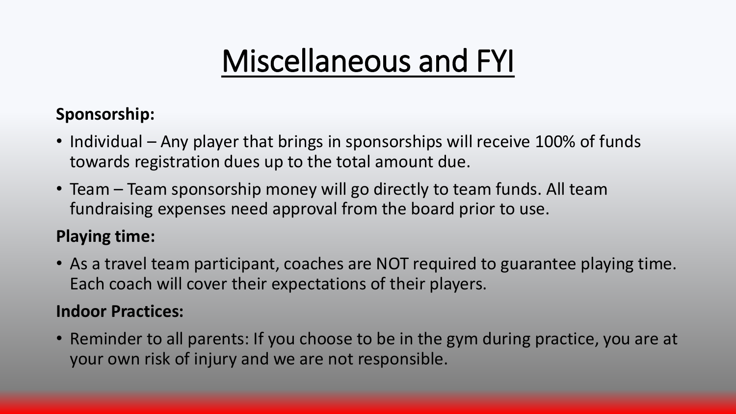# Miscellaneous and FYI

**Sponsorship:**

- Individual – Any player that brings in sponsorships will receive 100% of funds towards registration dues up to the total amount due.
- Team – Team sponsorship money will go directly to team funds. All team fundraising expenses need approval from the board prior to use.

**Playing time:**

- As a travel team participant, coaches are NOT required to guarantee playing time. Each coach will cover their expectations of their players.

**Indoor Practices:**

- Reminder to all parents: If you choose to be in the gym during practice, you are at your own risk of injury and we are not responsible.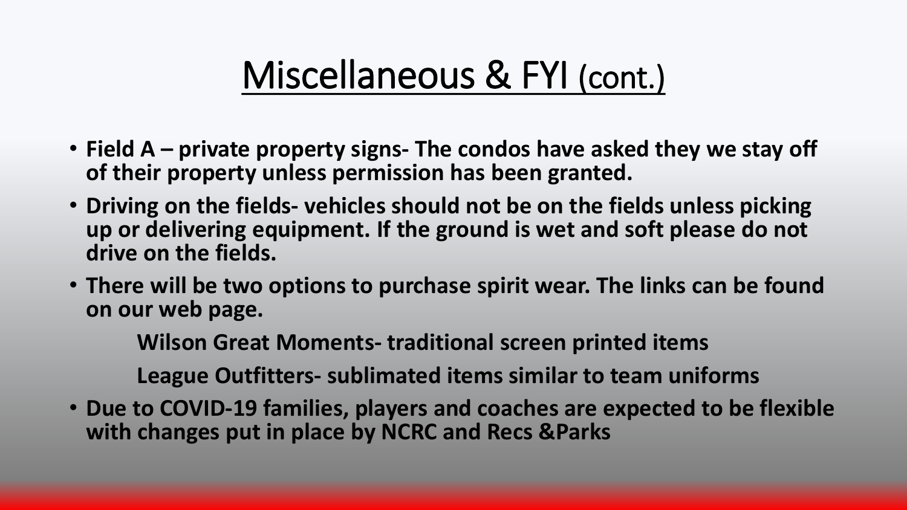# Miscellaneous & FYI (cont.)

- **Field A – private property signs- The condos have asked they we stay off of their property unless permission has been granted.**
- **Driving on the fields- vehicles should not be on the fields unless picking up or delivering equipment. If the ground is wet and soft please do not drive on the fields.**
- **There will be two options to purchase spirit wear. The links can be found on our web page.**

  **Wilson Great Moments- traditional screen printed items**

  **League Outfitters- sublimated items similar to team uniforms**

- **Due to COVID-19 families, players and coaches are expected to be flexible with changes put in place by NCRC and Recs &Parks**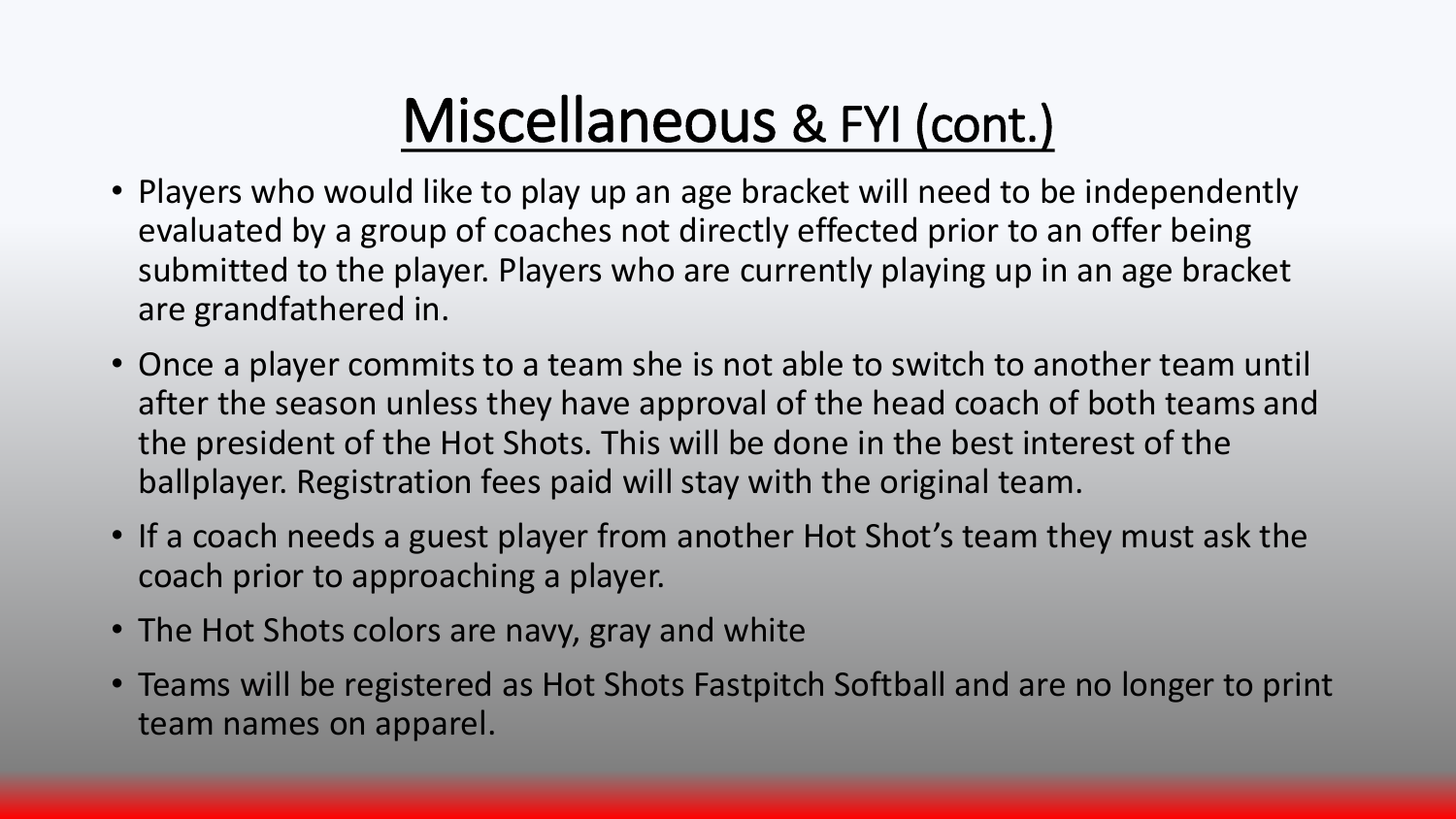# Miscellaneous & FYI (cont.)

- Players who would like to play up an age bracket will need to be independently evaluated by a group of coaches not directly effected prior to an offer being submitted to the player. Players who are currently playing up in an age bracket are grandfathered in.
- Once a player commits to a team she is not able to switch to another team until after the season unless they have approval of the head coach of both teams and the president of the Hot Shots. This will be done in the best interest of the ballplayer. Registration fees paid will stay with the original team.
- If a coach needs a guest player from another Hot Shot's team they must ask the coach prior to approaching a player.
- The Hot Shots colors are navy, gray and white
- Teams will be registered as Hot Shots Fastpitch Softball and are no longer to print team names on apparel.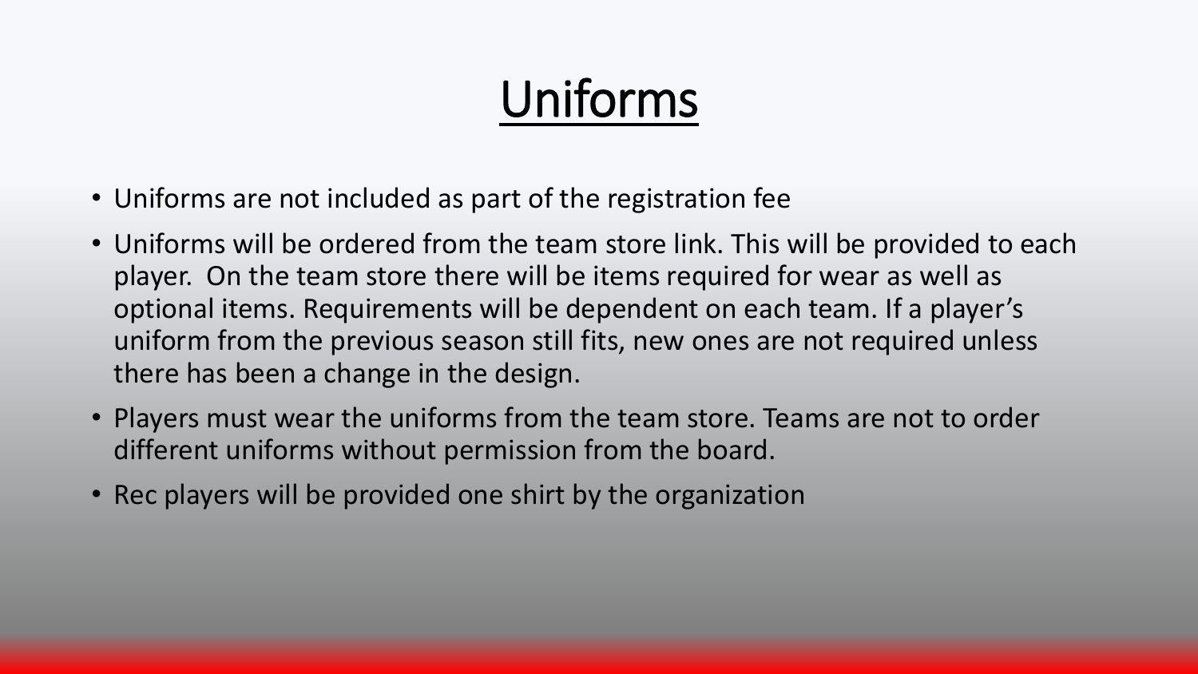# Uniforms

- Uniforms are not included as part of the registration fee
- Uniforms will be ordered from the team store link. This will be provided to each player. On the team store there will be items required for wear as well as optional items. Requirements will be dependent on each team. If a player's uniform from the previous season still fits, new ones are not required unless there has been a change in the design.
- Players must wear the uniforms from the team store. Teams are not to order different uniforms without permission from the board.
- Rec players will be provided one shirt by the organization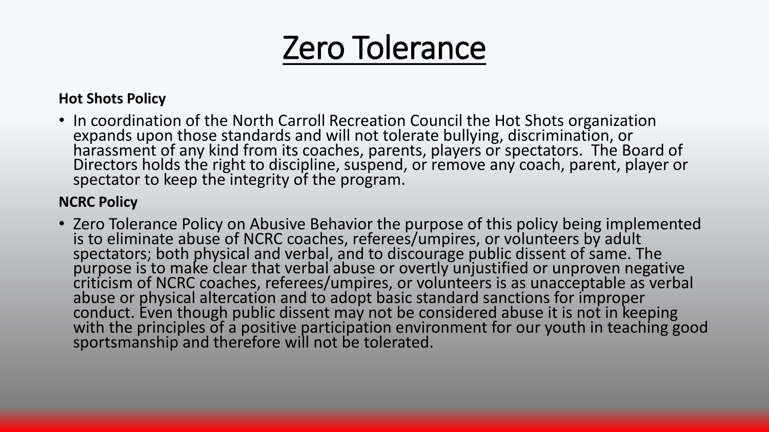# Zero Tolerance

**Hot Shots Policy**

- In coordination of the North Carroll Recreation Council the Hot Shots organization expands upon those standards and will not tolerate bullying, discrimination, or harassment of any kind from its coaches, parents, players or spectators. The Board of Directors holds the right to discipline, suspend, or remove any coach, parent, player or spectator to keep the integrity of the program.

**NCRC Policy**

- Zero Tolerance Policy on Abusive Behavior the purpose of this policy being implemented is to eliminate abuse of NCRC coaches, referees/umpires, or volunteers by adult spectators; both physical and verbal, and to discourage public dissent of same. The purpose is to make clear that verbal abuse or overtly unjustified or unproven negative criticism of NCRC coaches, referees/umpires, or volunteers is as unacceptable as verbal abuse or physical altercation and to adopt basic standard sanctions for improper conduct. Even though public dissent may not be considered abuse it is not in keeping with the principles of a positive participation environment for our youth in teaching good sportsmanship and therefore will not be tolerated.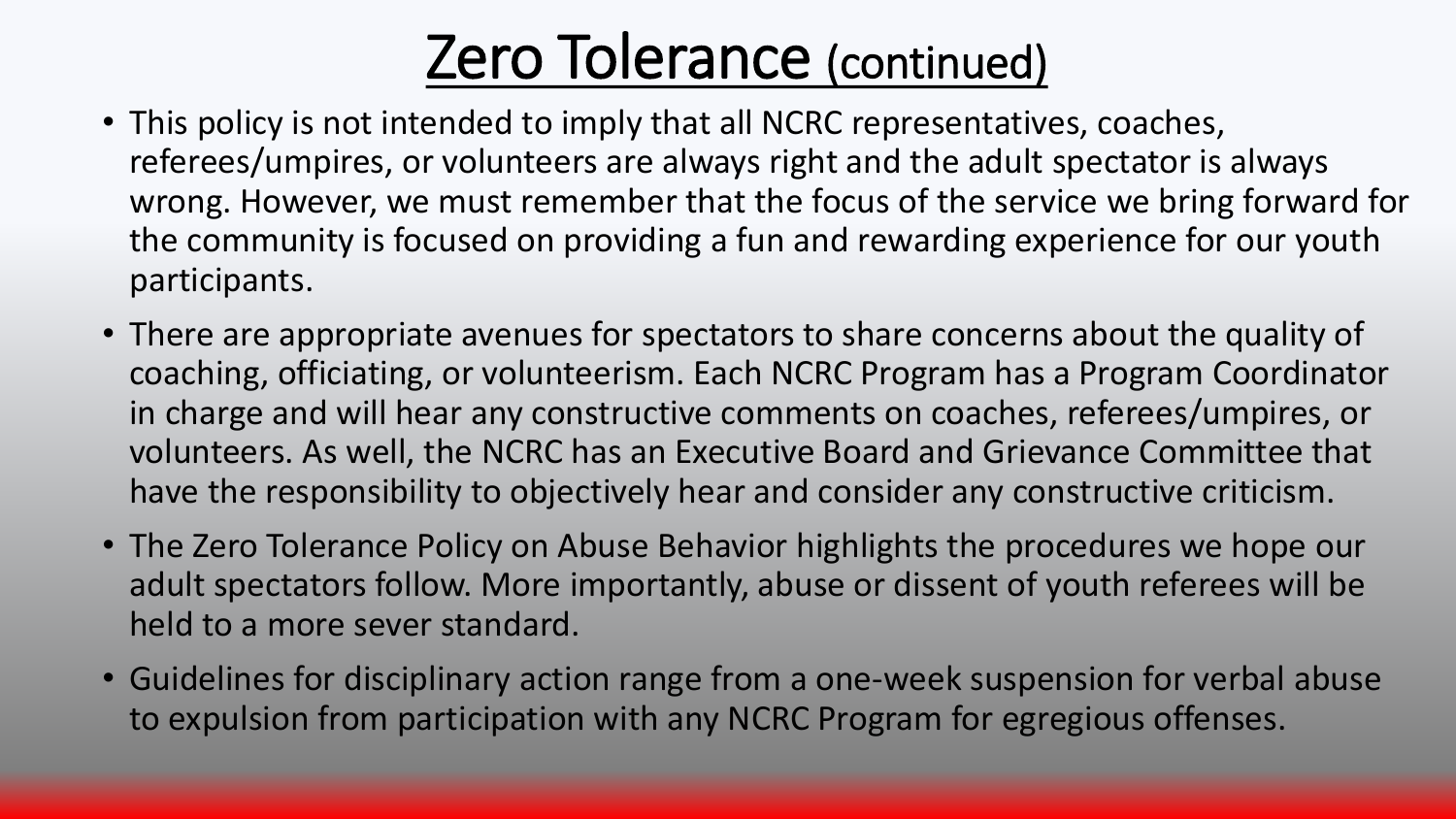# Zero Tolerance (continued)

- This policy is not intended to imply that all NCRC representatives, coaches, referees/umpires, or volunteers are always right and the adult spectator is always wrong. However, we must remember that the focus of the service we bring forward for the community is focused on providing a fun and rewarding experience for our youth participants.
- There are appropriate avenues for spectators to share concerns about the quality of coaching, officiating, or volunteerism. Each NCRC Program has a Program Coordinator in charge and will hear any constructive comments on coaches, referees/umpires, or volunteers. As well, the NCRC has an Executive Board and Grievance Committee that have the responsibility to objectively hear and consider any constructive criticism.
- The Zero Tolerance Policy on Abuse Behavior highlights the procedures we hope our adult spectators follow. More importantly, abuse or dissent of youth referees will be held to a more sever standard.
- Guidelines for disciplinary action range from a one-week suspension for verbal abuse to expulsion from participation with any NCRC Program for egregious offenses.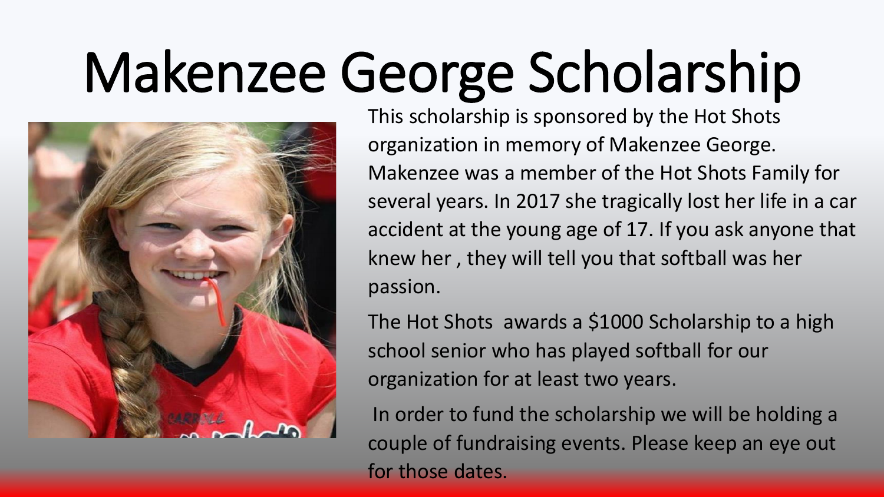# Makenzee George Scholarship

This scholarship is sponsored by the Hot Shots organization in memory of Makenzee George. Makenzee was a member of the Hot Shots Family for several years. In 2017 she tragically lost her life in a car accident at the young age of 17. If you ask anyone that knew her , they will tell you that softball was her passion.

The Hot Shots awards a $1000 Scholarship to a high school senior who has played softball for our organization for at least two years.

In order to fund the scholarship we will be holding a couple of fundraising events. Please keep an eye out for those dates.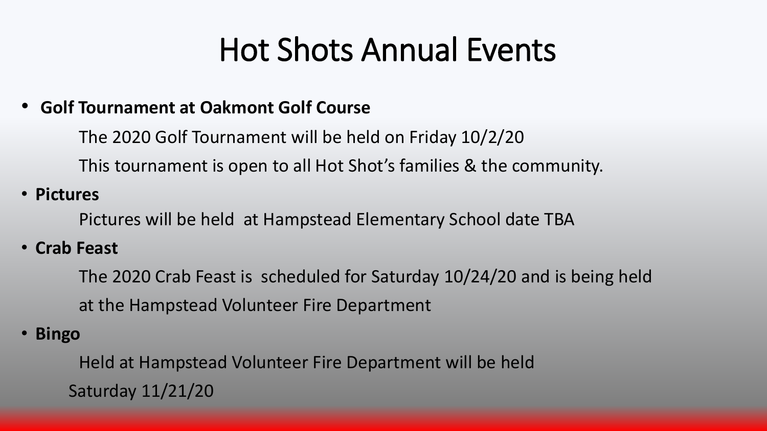# Hot Shots Annual Events

- **Golf Tournament at Oakmont Golf Course**

  The 2020 Golf Tournament will be held on Friday 10/2/20

  This tournament is open to all Hot Shot's families & the community.

- **Pictures**

  Pictures will be held at Hampstead Elementary School date TBA

- **Crab Feast**

  The 2020 Crab Feast is scheduled for Saturday 10/24/20 and is being held at the Hampstead Volunteer Fire Department

- **Bingo**

  Held at Hampstead Volunteer Fire Department will be held Saturday 11/21/20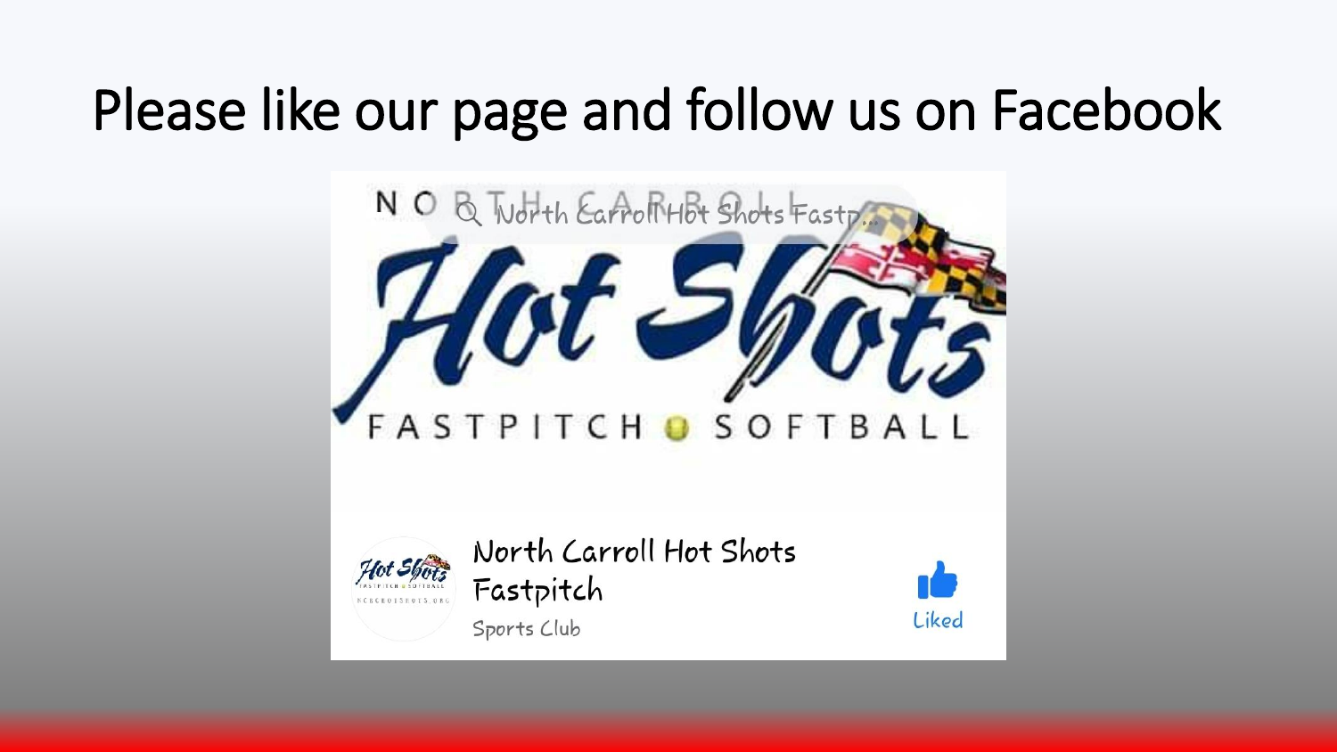# Please like our page and follow us on Facebook

North Carroll Hot Shots Fastpitch

Sports Club

Liked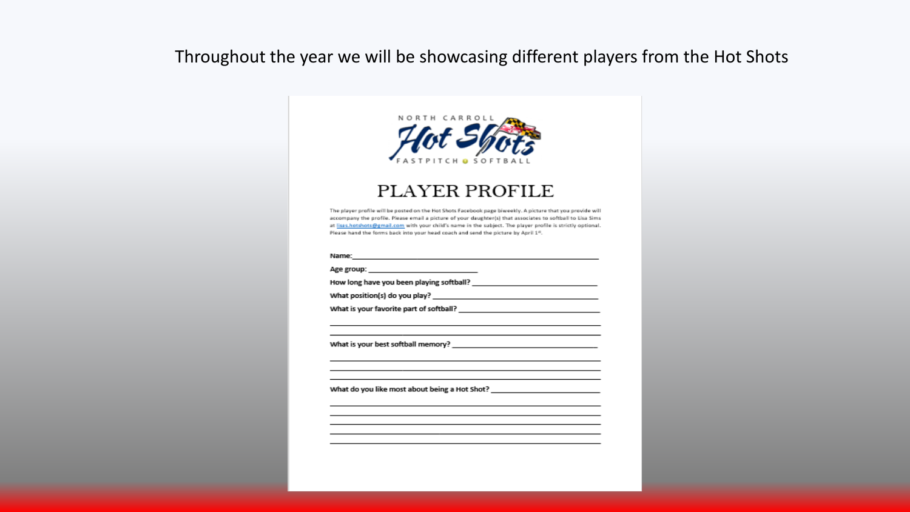Throughout the year we will be showcasing different players from the Hot Shots

NORTH CARROLL

Hot Shots

FASTPITCH SOFTBALL

# PLAYER PROFILE

The player profile will be posted on the Hot Shots Facebook page biweekly. A picture that you provide will accompany the profile. Please email a picture of your daughter(s) that associates to softball to Lisa Sims at lisas.hotshots@gmail.com with your child's name in the subject. The player profile is strictly optional. Please hand the forms back into your head coach and send the picture by April 1st.

Name:\_\_\_\_\_\_\_\_\_\_\_\_\_\_\_\_\_\_\_\_\_\_\_\_\_\_\_\_\_\_\_\_\_\_\_\_\_\_\_\_\_\_\_\_\_\_\_\_\_\_\_\_\_\_\_\_

Age group: \_\_\_\_\_\_\_\_\_\_\_\_\_\_\_\_\_\_\_\_\_\_\_\_\_

How long have you been playing softball? \_\_\_\_\_\_\_\_\_\_\_\_\_\_\_\_\_\_\_\_\_\_\_\_\_\_\_\_

What position(s) do you play? \_\_\_\_\_\_\_\_\_\_\_\_\_\_\_\_\_\_\_\_\_\_\_\_\_\_\_\_\_\_\_\_\_\_\_\_

What is your favorite part of softball? \_\_\_\_\_\_\_\_\_\_\_\_\_\_\_\_\_\_\_\_\_\_\_\_\_\_\_\_\_\_\_

What is your best softball memory? \_\_\_\_\_\_\_\_\_\_\_\_\_\_\_\_\_\_\_\_\_\_\_\_\_\_\_\_\_\_\_\_\_

What do you like most about being a Hot Shot? \_\_\_\_\_\_\_\_\_\_\_\_\_\_\_\_\_\_\_\_\_\_\_\_\_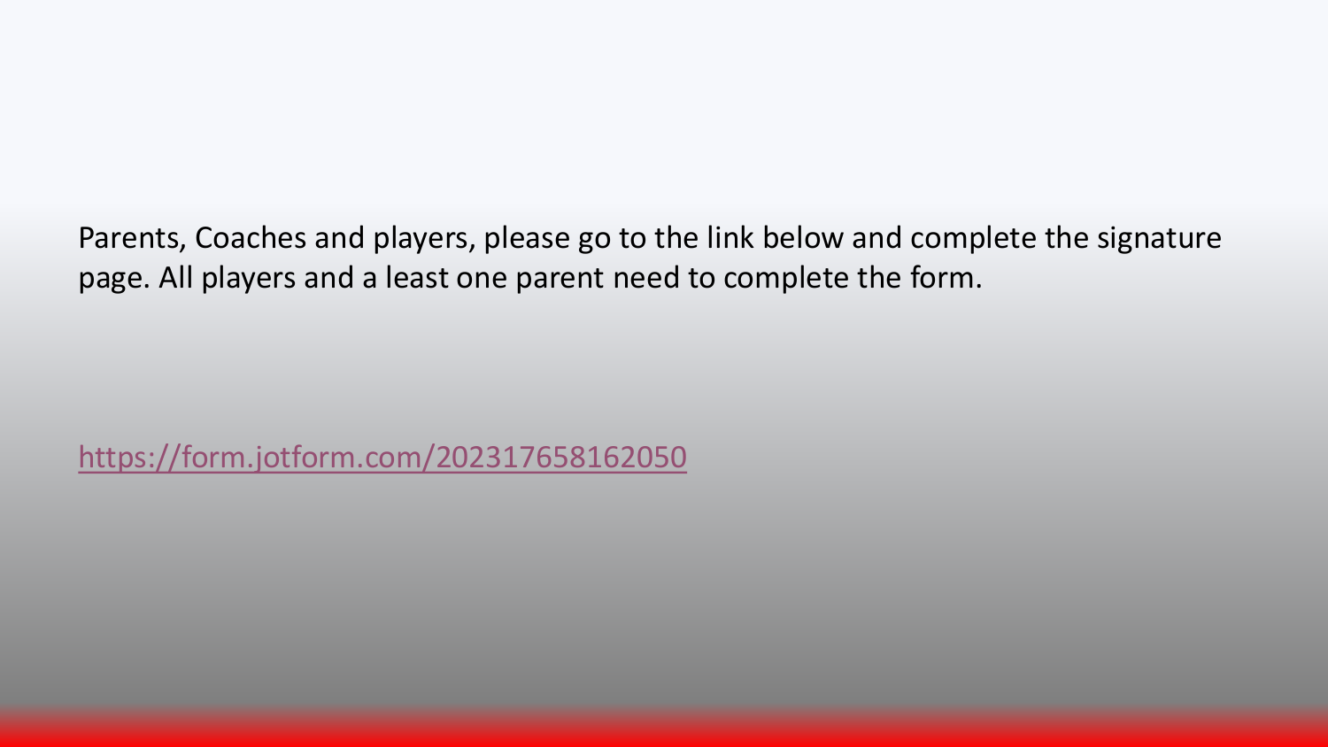Parents, Coaches and players, please go to the link below and complete the signature page. All players and a least one parent need to complete the form.

https://form.jotform.com/202317658162050